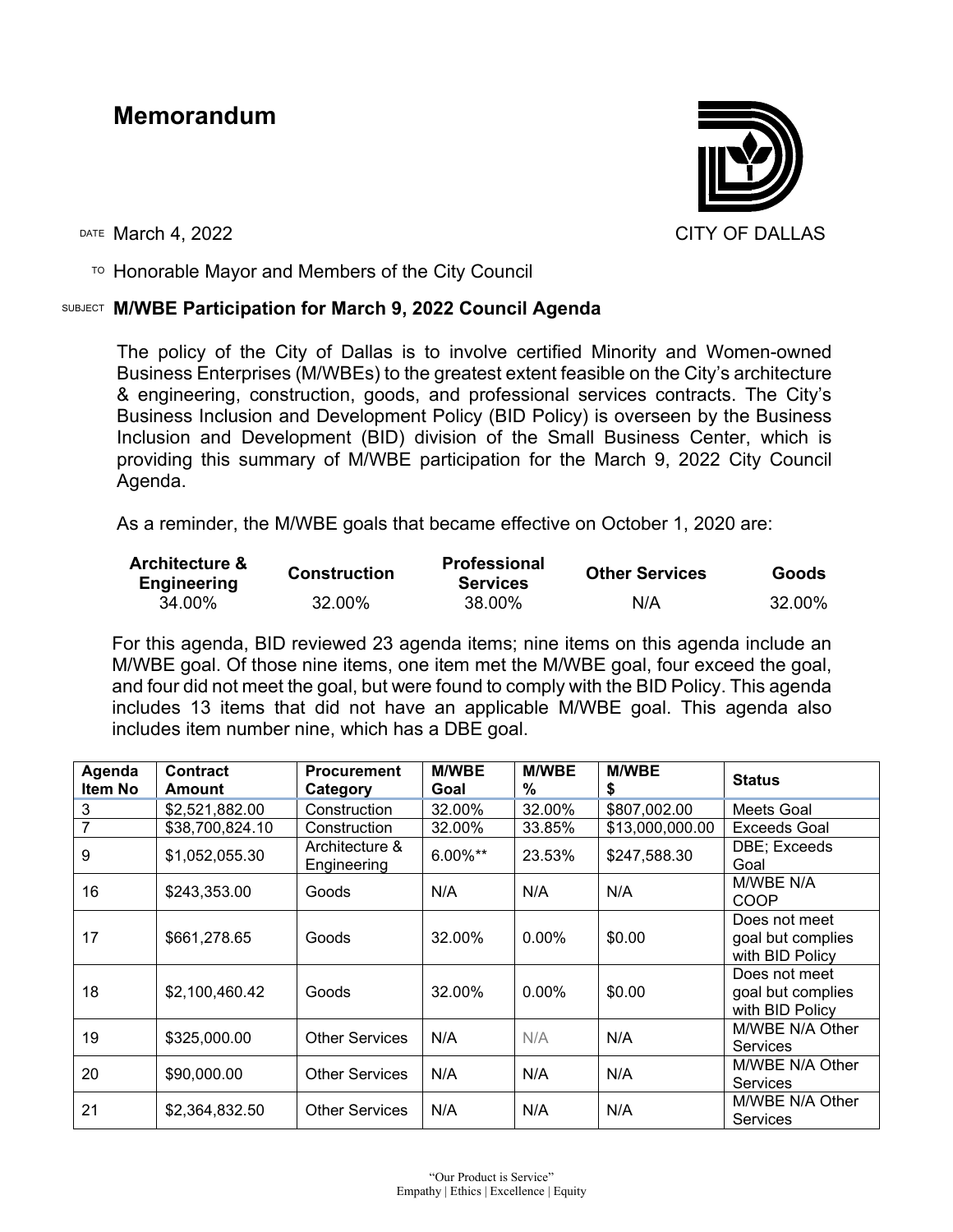# Memorandum

CITY OF DALLAS

DATE March 4, 2022

TO Honorable Mayor and Members of the City Council

SUBJECT **M/WBE Participation for March 9, 2022 Council Agenda**

The policy of the City of Dallas is to involve certified Minority and Women-owned Business Enterprises (M/WBEs) to the greatest extent feasible on the City's architecture & engineering, construction, goods, and professional services contracts. The City's Business Inclusion and Development Policy (BID Policy) is overseen by the Business Inclusion and Development (BID) division of the Small Business Center, which is providing this summary of M/WBE participation for the March 9, 2022 City Council Agenda.

As a reminder, the M/WBE goals that became effective on October 1, 2020 are:

| Architecture & Engineering | Construction | Professional Services | Other Services | Goods |
|---|---|---|---|---|
| 34.00% | 32.00% | 38.00% | N/A | 32.00% |

For this agenda, BID reviewed 23 agenda items; nine items on this agenda include an M/WBE goal. Of those nine items, one item met the M/WBE goal, four exceed the goal, and four did not meet the goal, but were found to comply with the BID Policy. This agenda includes 13 items that did not have an applicable M/WBE goal. This agenda also includes item number nine, which has a DBE goal.

| Agenda Item No | Contract Amount | Procurement Category | M/WBE Goal | M/WBE % | M/WBE $ | Status |
|---|---|---|---|---|---|---|
| 3 | $2,521,882.00 | Construction | 32.00% | 32.00% | $807,002.00 | Meets Goal |
| 7 | $38,700,824.10 | Construction | 32.00% | 33.85% | $13,000,000.00 | Exceeds Goal |
| 9 | $1,052,055.30 | Architecture & Engineering | 6.00%** | 23.53% | $247,588.30 | DBE; Exceeds Goal |
| 16 | $243,353.00 | Goods | N/A | N/A | N/A | M/WBE N/A COOP |
| 17 | $661,278.65 | Goods | 32.00% | 0.00% | $0.00 | Does not meet goal but complies with BID Policy |
| 18 | $2,100,460.42 | Goods | 32.00% | 0.00% | $0.00 | Does not meet goal but complies with BID Policy |
| 19 | $325,000.00 | Other Services | N/A | N/A | N/A | M/WBE N/A Other Services |
| 20 | $90,000.00 | Other Services | N/A | N/A | N/A | M/WBE N/A Other Services |
| 21 | $2,364,832.50 | Other Services | N/A | N/A | N/A | M/WBE N/A Other Services |

"Our Product is Service"
Empathy | Ethics | Excellence | Equity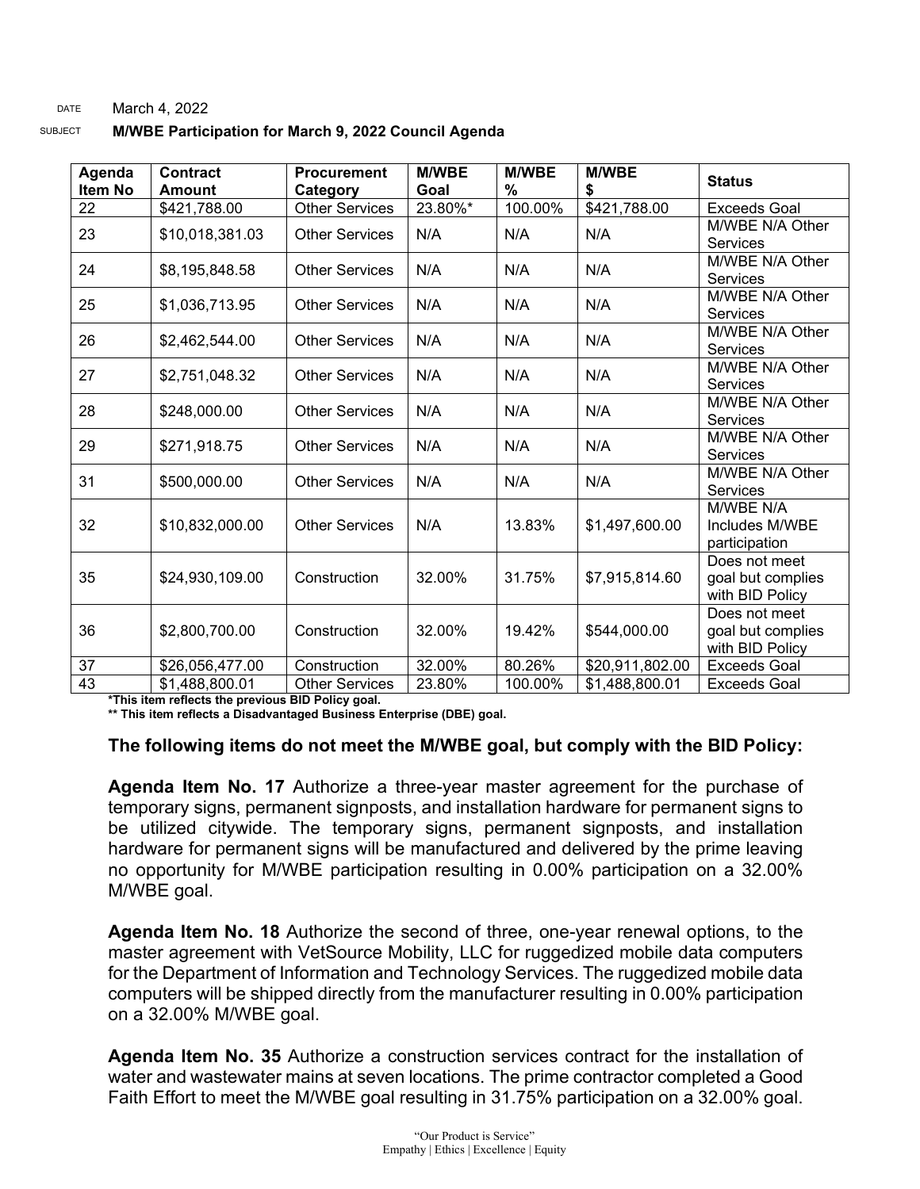DATE March 4, 2022

SUBJECT **M/WBE Participation for March 9, 2022 Council Agenda**

| Agenda Item No | Contract Amount | Procurement Category | M/WBE Goal | M/WBE % | M/WBE $ | Status |
|---|---|---|---|---|---|---|
| 22 | $421,788.00 | Other Services | 23.80%* | 100.00% | $421,788.00 | Exceeds Goal |
| 23 | $10,018,381.03 | Other Services | N/A | N/A | N/A | M/WBE N/A Other Services |
| 24 | $8,195,848.58 | Other Services | N/A | N/A | N/A | M/WBE N/A Other Services |
| 25 | $1,036,713.95 | Other Services | N/A | N/A | N/A | M/WBE N/A Other Services |
| 26 | $2,462,544.00 | Other Services | N/A | N/A | N/A | M/WBE N/A Other Services |
| 27 | $2,751,048.32 | Other Services | N/A | N/A | N/A | M/WBE N/A Other Services |
| 28 | $248,000.00 | Other Services | N/A | N/A | N/A | M/WBE N/A Other Services |
| 29 | $271,918.75 | Other Services | N/A | N/A | N/A | M/WBE N/A Other Services |
| 31 | $500,000.00 | Other Services | N/A | N/A | N/A | M/WBE N/A Other Services |
| 32 | $10,832,000.00 | Other Services | N/A | 13.83% | $1,497,600.00 | M/WBE N/A Includes M/WBE participation |
| 35 | $24,930,109.00 | Construction | 32.00% | 31.75% | $7,915,814.60 | Does not meet goal but complies with BID Policy |
| 36 | $2,800,700.00 | Construction | 32.00% | 19.42% | $544,000.00 | Does not meet goal but complies with BID Policy |
| 37 | $26,056,477.00 | Construction | 32.00% | 80.26% | $20,911,802.00 | Exceeds Goal |
| 43 | $1,488,800.01 | Other Services | 23.80% | 100.00% | $1,488,800.01 | Exceeds Goal |

**\*This item reflects the previous BID Policy goal.**

**\*\* This item reflects a Disadvantaged Business Enterprise (DBE) goal.**

### The following items do not meet the M/WBE goal, but comply with the BID Policy:

**Agenda Item No. 17** Authorize a three-year master agreement for the purchase of temporary signs, permanent signposts, and installation hardware for permanent signs to be utilized citywide. The temporary signs, permanent signposts, and installation hardware for permanent signs will be manufactured and delivered by the prime leaving no opportunity for M/WBE participation resulting in 0.00% participation on a 32.00% M/WBE goal.

**Agenda Item No. 18** Authorize the second of three, one-year renewal options, to the master agreement with VetSource Mobility, LLC for ruggedized mobile data computers for the Department of Information and Technology Services. The ruggedized mobile data computers will be shipped directly from the manufacturer resulting in 0.00% participation on a 32.00% M/WBE goal.

**Agenda Item No. 35** Authorize a construction services contract for the installation of water and wastewater mains at seven locations. The prime contractor completed a Good Faith Effort to meet the M/WBE goal resulting in 31.75% participation on a 32.00% goal.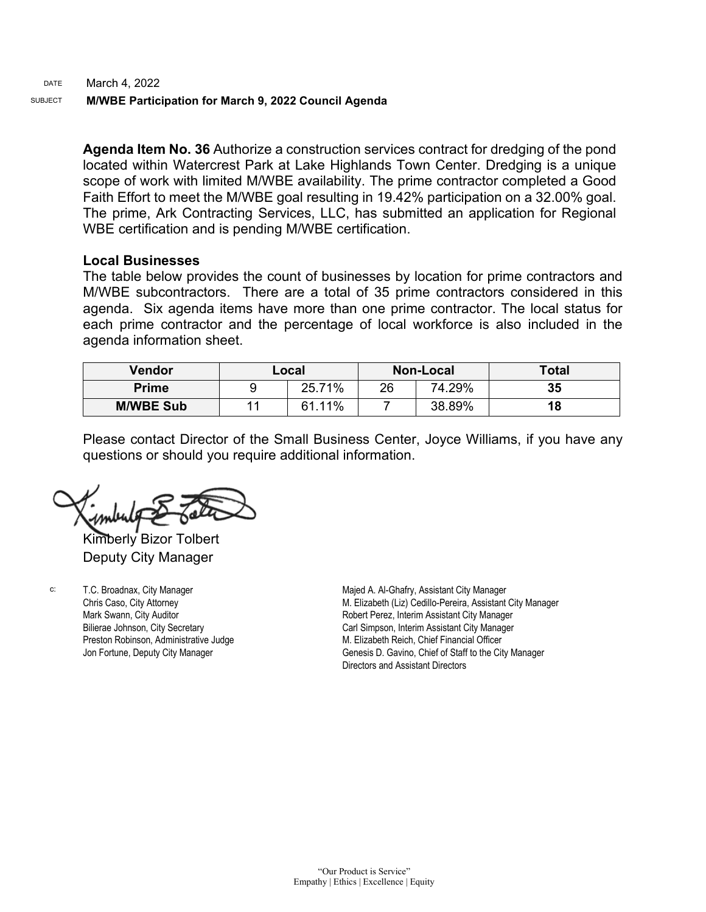DATE March 4, 2022

SUBJECT **M/WBE Participation for March 9, 2022 Council Agenda**

**Agenda Item No. 36** Authorize a construction services contract for dredging of the pond located within Watercrest Park at Lake Highlands Town Center. Dredging is a unique scope of work with limited M/WBE availability. The prime contractor completed a Good Faith Effort to meet the M/WBE goal resulting in 19.42% participation on a 32.00% goal. The prime, Ark Contracting Services, LLC, has submitted an application for Regional WBE certification and is pending M/WBE certification.

**Local Businesses**

The table below provides the count of businesses by location for prime contractors and M/WBE subcontractors. There are a total of 35 prime contractors considered in this agenda. Six agenda items have more than one prime contractor. The local status for each prime contractor and the percentage of local workforce is also included in the agenda information sheet.

| Vendor | Local | | Non-Local | | Total |
|---|---|---|---|---|---|
| **Prime** | 9 | 25.71% | 26 | 74.29% | **35** |
| **M/WBE Sub** | 11 | 61.11% | 7 | 38.89% | **18** |

Please contact Director of the Small Business Center, Joyce Williams, if you have any questions or should you require additional information.

Kimberly Bizor Tolbert
Deputy City Manager

c: T.C. Broadnax, City Manager
Chris Caso, City Attorney
Mark Swann, City Auditor
Bilierae Johnson, City Secretary
Preston Robinson, Administrative Judge
Jon Fortune, Deputy City Manager
Majed A. Al-Ghafry, Assistant City Manager
M. Elizabeth (Liz) Cedillo-Pereira, Assistant City Manager
Robert Perez, Interim Assistant City Manager
Carl Simpson, Interim Assistant City Manager
M. Elizabeth Reich, Chief Financial Officer
Genesis D. Gavino, Chief of Staff to the City Manager
Directors and Assistant Directors

"Our Product is Service"
Empathy | Ethics | Excellence | Equity